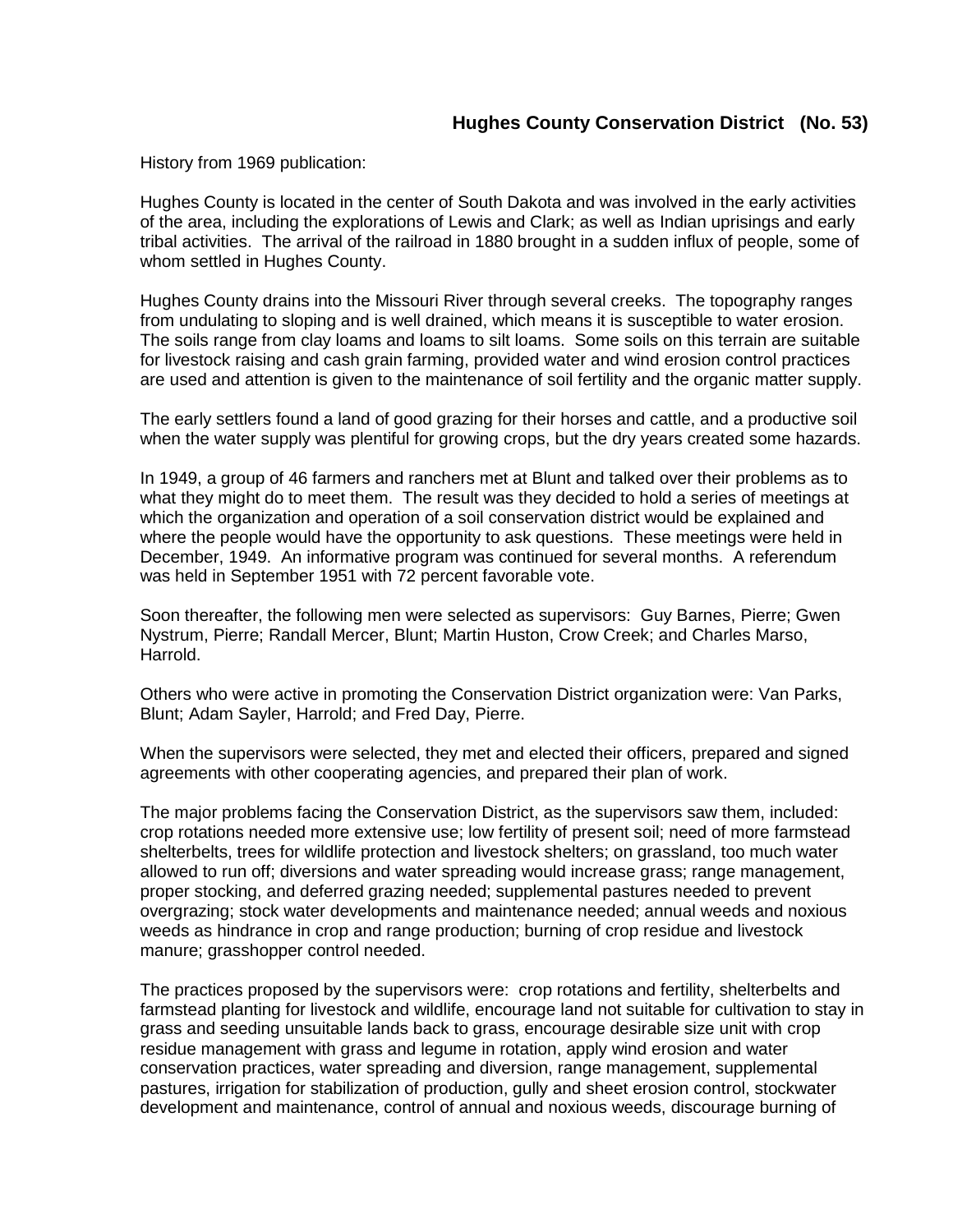# Hughes County Conservation District (No. 53)

History from 1969 publication:

Hughes County is located in the center of South Dakota and was involved in the early activities of the area, including the explorations of Lewis and Clark; as well as Indian uprisings and early tribal activities. The arrival of the railroad in 1880 brought in a sudden influx of people, some of whom settled in Hughes County.

Hughes County drains into the Missouri River through several creeks. The topography ranges from undulating to sloping and is well drained, which means it is susceptible to water erosion. The soils range from clay loams and loams to silt loams. Some soils on this terrain are suitable for livestock raising and cash grain farming, provided water and wind erosion control practices are used and attention is given to the maintenance of soil fertility and the organic matter supply.

The early settlers found a land of good grazing for their horses and cattle, and a productive soil when the water supply was plentiful for growing crops, but the dry years created some hazards.

In 1949, a group of 46 farmers and ranchers met at Blunt and talked over their problems as to what they might do to meet them. The result was they decided to hold a series of meetings at which the organization and operation of a soil conservation district would be explained and where the people would have the opportunity to ask questions. These meetings were held in December, 1949. An informative program was continued for several months. A referendum was held in September 1951 with 72 percent favorable vote.

Soon thereafter, the following men were selected as supervisors: Guy Barnes, Pierre; Gwen Nystrum, Pierre; Randall Mercer, Blunt; Martin Huston, Crow Creek; and Charles Marso, Harrold.

Others who were active in promoting the Conservation District organization were: Van Parks, Blunt; Adam Sayler, Harrold; and Fred Day, Pierre.

When the supervisors were selected, they met and elected their officers, prepared and signed agreements with other cooperating agencies, and prepared their plan of work.

The major problems facing the Conservation District, as the supervisors saw them, included: crop rotations needed more extensive use; low fertility of present soil; need of more farmstead shelterbelts, trees for wildlife protection and livestock shelters; on grassland, too much water allowed to run off; diversions and water spreading would increase grass; range management, proper stocking, and deferred grazing needed; supplemental pastures needed to prevent overgrazing; stock water developments and maintenance needed; annual weeds and noxious weeds as hindrance in crop and range production; burning of crop residue and livestock manure; grasshopper control needed.

The practices proposed by the supervisors were: crop rotations and fertility, shelterbelts and farmstead planting for livestock and wildlife, encourage land not suitable for cultivation to stay in grass and seeding unsuitable lands back to grass, encourage desirable size unit with crop residue management with grass and legume in rotation, apply wind erosion and water conservation practices, water spreading and diversion, range management, supplemental pastures, irrigation for stabilization of production, gully and sheet erosion control, stockwater development and maintenance, control of annual and noxious weeds, discourage burning of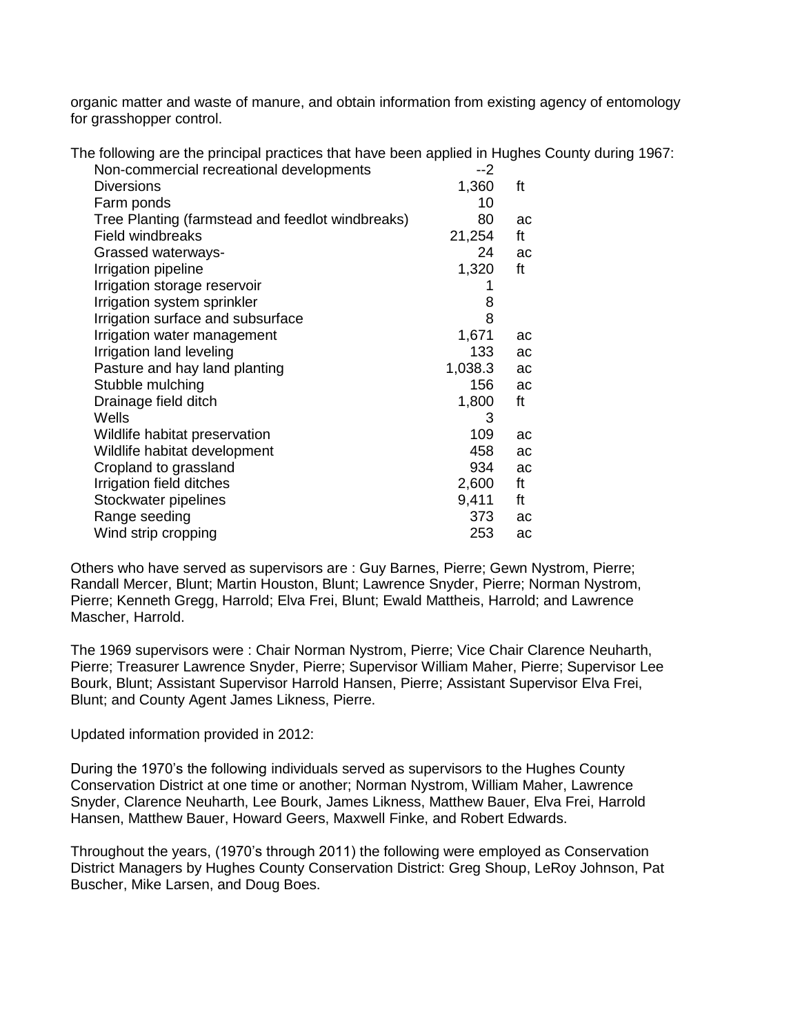organic matter and waste of manure, and obtain information from existing agency of entomology for grasshopper control.

The following are the principal practices that have been applied in Hughes County during 1967:

| Practice | Amount | Unit |
|---|---|---|
| Non-commercial recreational developments | --2 | |
| Diversions | 1,360 | ft |
| Farm ponds | 10 | |
| Tree Planting (farmstead and feedlot windbreaks) | 80 | ac |
| Field windbreaks | 21,254 | ft |
| Grassed waterways- | 24 | ac |
| Irrigation pipeline | 1,320 | ft |
| Irrigation storage reservoir | 1 | |
| Irrigation system sprinkler | 8 | |
| Irrigation surface and subsurface | 8 | |
| Irrigation water management | 1,671 | ac |
| Irrigation land leveling | 133 | ac |
| Pasture and hay land planting | 1,038.3 | ac |
| Stubble mulching | 156 | ac |
| Drainage field ditch | 1,800 | ft |
| Wells | 3 | |
| Wildlife habitat preservation | 109 | ac |
| Wildlife habitat development | 458 | ac |
| Cropland to grassland | 934 | ac |
| Irrigation field ditches | 2,600 | ft |
| Stockwater pipelines | 9,411 | ft |
| Range seeding | 373 | ac |
| Wind strip cropping | 253 | ac |

Others who have served as supervisors are : Guy Barnes, Pierre; Gewn Nystrom, Pierre; Randall Mercer, Blunt; Martin Houston, Blunt; Lawrence Snyder, Pierre; Norman Nystrom, Pierre; Kenneth Gregg, Harrold; Elva Frei, Blunt; Ewald Mattheis, Harrold; and Lawrence Mascher, Harrold.

The 1969 supervisors were : Chair Norman Nystrom, Pierre; Vice Chair Clarence Neuharth, Pierre; Treasurer Lawrence Snyder, Pierre; Supervisor William Maher, Pierre; Supervisor Lee Bourk, Blunt; Assistant Supervisor Harrold Hansen, Pierre; Assistant Supervisor Elva Frei, Blunt; and County Agent James Likness, Pierre.

Updated information provided in 2012:

During the 1970's the following individuals served as supervisors to the Hughes County Conservation District at one time or another; Norman Nystrom, William Maher, Lawrence Snyder, Clarence Neuharth, Lee Bourk, James Likness, Matthew Bauer, Elva Frei, Harrold Hansen, Matthew Bauer, Howard Geers, Maxwell Finke, and Robert Edwards.

Throughout the years, (1970's through 2011) the following were employed as Conservation District Managers by Hughes County Conservation District: Greg Shoup, LeRoy Johnson, Pat Buscher, Mike Larsen, and Doug Boes.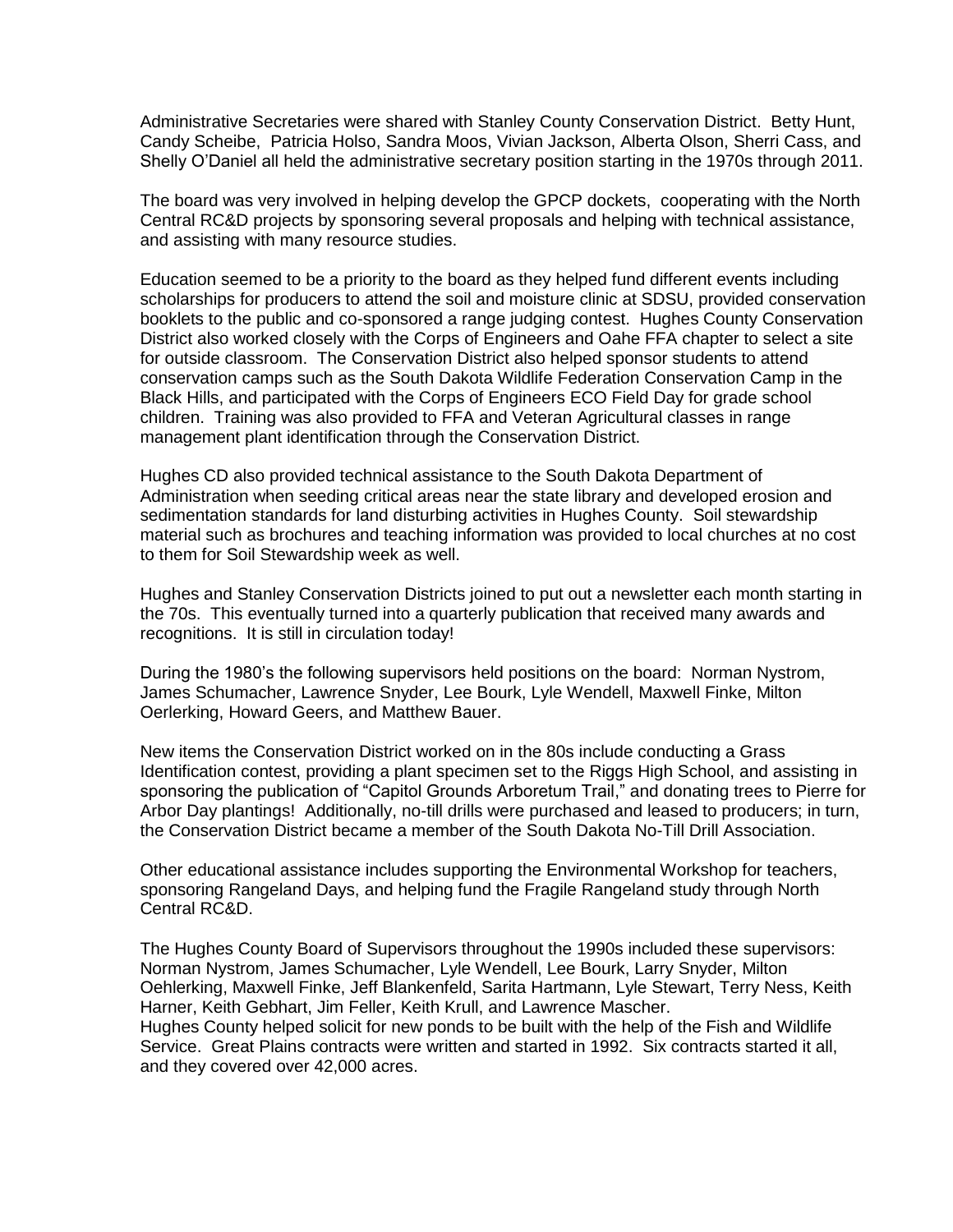Administrative Secretaries were shared with Stanley County Conservation District. Betty Hunt, Candy Scheibe, Patricia Holso, Sandra Moos, Vivian Jackson, Alberta Olson, Sherri Cass, and Shelly O'Daniel all held the administrative secretary position starting in the 1970s through 2011.

The board was very involved in helping develop the GPCP dockets, cooperating with the North Central RC&D projects by sponsoring several proposals and helping with technical assistance, and assisting with many resource studies.

Education seemed to be a priority to the board as they helped fund different events including scholarships for producers to attend the soil and moisture clinic at SDSU, provided conservation booklets to the public and co-sponsored a range judging contest. Hughes County Conservation District also worked closely with the Corps of Engineers and Oahe FFA chapter to select a site for outside classroom. The Conservation District also helped sponsor students to attend conservation camps such as the South Dakota Wildlife Federation Conservation Camp in the Black Hills, and participated with the Corps of Engineers ECO Field Day for grade school children. Training was also provided to FFA and Veteran Agricultural classes in range management plant identification through the Conservation District.

Hughes CD also provided technical assistance to the South Dakota Department of Administration when seeding critical areas near the state library and developed erosion and sedimentation standards for land disturbing activities in Hughes County. Soil stewardship material such as brochures and teaching information was provided to local churches at no cost to them for Soil Stewardship week as well.

Hughes and Stanley Conservation Districts joined to put out a newsletter each month starting in the 70s. This eventually turned into a quarterly publication that received many awards and recognitions. It is still in circulation today!

During the 1980's the following supervisors held positions on the board: Norman Nystrom, James Schumacher, Lawrence Snyder, Lee Bourk, Lyle Wendell, Maxwell Finke, Milton Oerlerking, Howard Geers, and Matthew Bauer.

New items the Conservation District worked on in the 80s include conducting a Grass Identification contest, providing a plant specimen set to the Riggs High School, and assisting in sponsoring the publication of "Capitol Grounds Arboretum Trail," and donating trees to Pierre for Arbor Day plantings! Additionally, no-till drills were purchased and leased to producers; in turn, the Conservation District became a member of the South Dakota No-Till Drill Association.

Other educational assistance includes supporting the Environmental Workshop for teachers, sponsoring Rangeland Days, and helping fund the Fragile Rangeland study through North Central RC&D.

The Hughes County Board of Supervisors throughout the 1990s included these supervisors: Norman Nystrom, James Schumacher, Lyle Wendell, Lee Bourk, Larry Snyder, Milton Oehlerking, Maxwell Finke, Jeff Blankenfeld, Sarita Hartmann, Lyle Stewart, Terry Ness, Keith Harner, Keith Gebhart, Jim Feller, Keith Krull, and Lawrence Mascher.
Hughes County helped solicit for new ponds to be built with the help of the Fish and Wildlife Service. Great Plains contracts were written and started in 1992. Six contracts started it all, and they covered over 42,000 acres.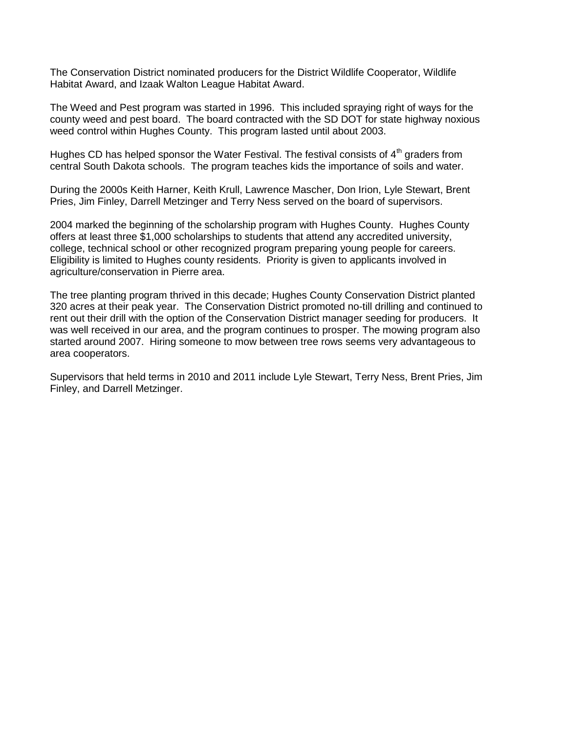The Conservation District nominated producers for the District Wildlife Cooperator, Wildlife Habitat Award, and Izaak Walton League Habitat Award.

The Weed and Pest program was started in 1996. This included spraying right of ways for the county weed and pest board. The board contracted with the SD DOT for state highway noxious weed control within Hughes County. This program lasted until about 2003.

Hughes CD has helped sponsor the Water Festival. The festival consists of 4th graders from central South Dakota schools. The program teaches kids the importance of soils and water.

During the 2000s Keith Harner, Keith Krull, Lawrence Mascher, Don Irion, Lyle Stewart, Brent Pries, Jim Finley, Darrell Metzinger and Terry Ness served on the board of supervisors.

2004 marked the beginning of the scholarship program with Hughes County. Hughes County offers at least three $1,000 scholarships to students that attend any accredited university, college, technical school or other recognized program preparing young people for careers. Eligibility is limited to Hughes county residents. Priority is given to applicants involved in agriculture/conservation in Pierre area.

The tree planting program thrived in this decade; Hughes County Conservation District planted 320 acres at their peak year. The Conservation District promoted no-till drilling and continued to rent out their drill with the option of the Conservation District manager seeding for producers. It was well received in our area, and the program continues to prosper. The mowing program also started around 2007. Hiring someone to mow between tree rows seems very advantageous to area cooperators.

Supervisors that held terms in 2010 and 2011 include Lyle Stewart, Terry Ness, Brent Pries, Jim Finley, and Darrell Metzinger.